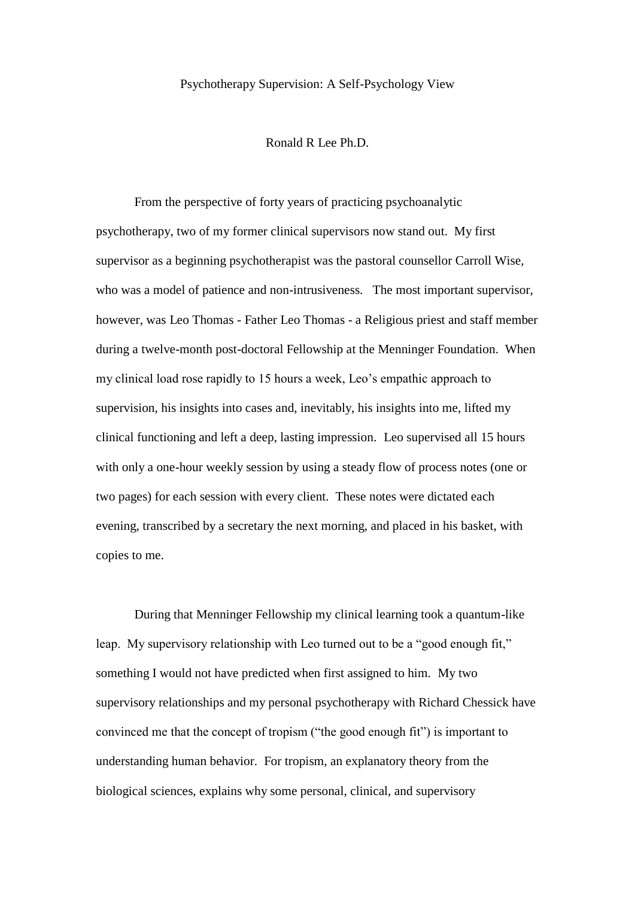# Psychotherapy Supervision: A Self-Psychology View

Ronald R Lee Ph.D.

From the perspective of forty years of practicing psychoanalytic psychotherapy, two of my former clinical supervisors now stand out. My first supervisor as a beginning psychotherapist was the pastoral counsellor Carroll Wise, who was a model of patience and non-intrusiveness. The most important supervisor, however, was Leo Thomas - Father Leo Thomas - a Religious priest and staff member during a twelve-month post-doctoral Fellowship at the Menninger Foundation. When my clinical load rose rapidly to 15 hours a week, Leo's empathic approach to supervision, his insights into cases and, inevitably, his insights into me, lifted my clinical functioning and left a deep, lasting impression. Leo supervised all 15 hours with only a one-hour weekly session by using a steady flow of process notes (one or two pages) for each session with every client. These notes were dictated each evening, transcribed by a secretary the next morning, and placed in his basket, with copies to me.

During that Menninger Fellowship my clinical learning took a quantum-like leap. My supervisory relationship with Leo turned out to be a "good enough fit," something I would not have predicted when first assigned to him. My two supervisory relationships and my personal psychotherapy with Richard Chessick have convinced me that the concept of tropism ("the good enough fit") is important to understanding human behavior. For tropism, an explanatory theory from the biological sciences, explains why some personal, clinical, and supervisory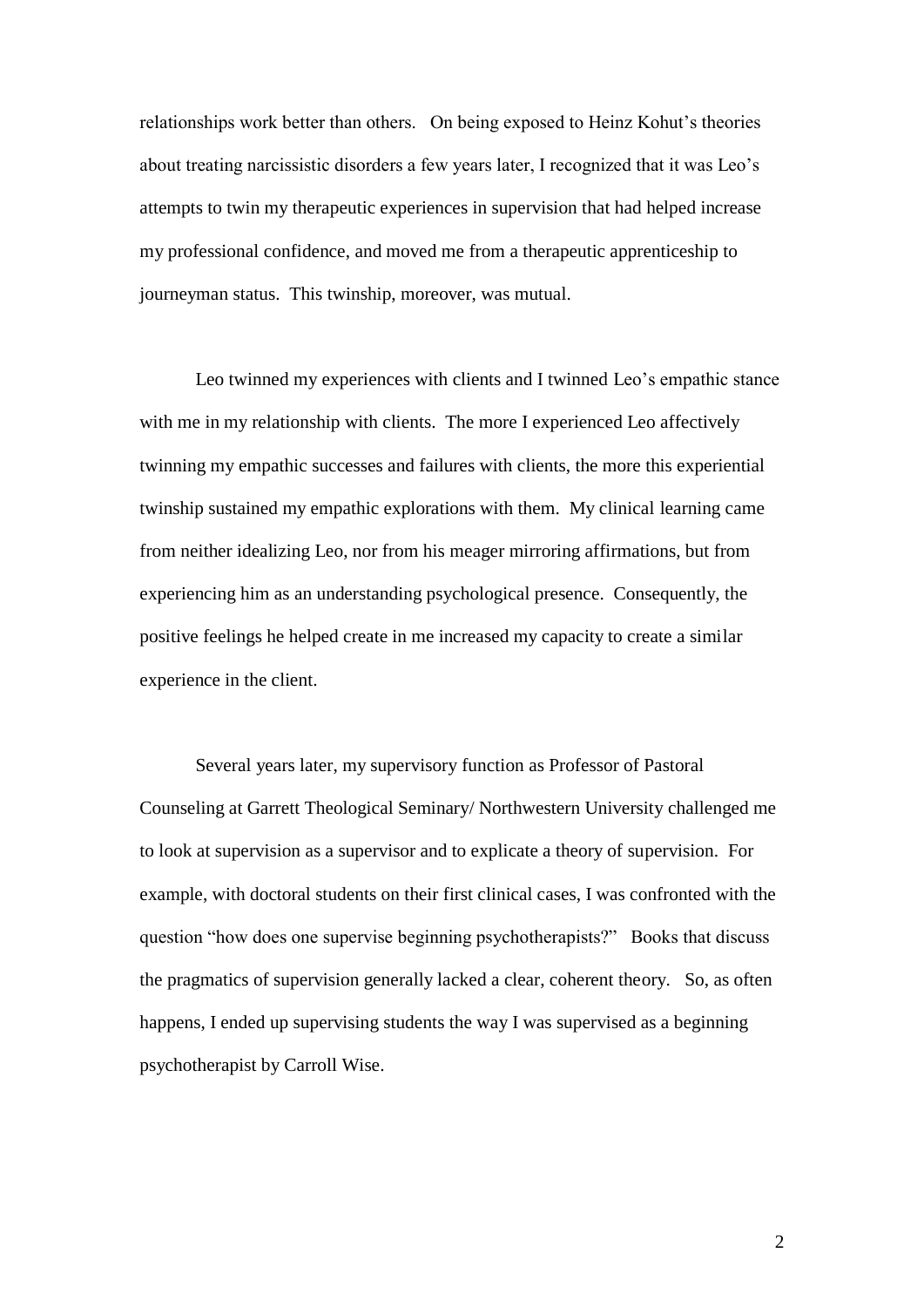relationships work better than others. On being exposed to Heinz Kohut's theories about treating narcissistic disorders a few years later, I recognized that it was Leo's attempts to twin my therapeutic experiences in supervision that had helped increase my professional confidence, and moved me from a therapeutic apprenticeship to journeyman status. This twinship, moreover, was mutual.

Leo twinned my experiences with clients and I twinned Leo's empathic stance with me in my relationship with clients. The more I experienced Leo affectively twinning my empathic successes and failures with clients, the more this experiential twinship sustained my empathic explorations with them. My clinical learning came from neither idealizing Leo, nor from his meager mirroring affirmations, but from experiencing him as an understanding psychological presence. Consequently, the positive feelings he helped create in me increased my capacity to create a similar experience in the client.

Several years later, my supervisory function as Professor of Pastoral Counseling at Garrett Theological Seminary/ Northwestern University challenged me to look at supervision as a supervisor and to explicate a theory of supervision. For example, with doctoral students on their first clinical cases, I was confronted with the question "how does one supervise beginning psychotherapists?" Books that discuss the pragmatics of supervision generally lacked a clear, coherent theory. So, as often happens, I ended up supervising students the way I was supervised as a beginning psychotherapist by Carroll Wise.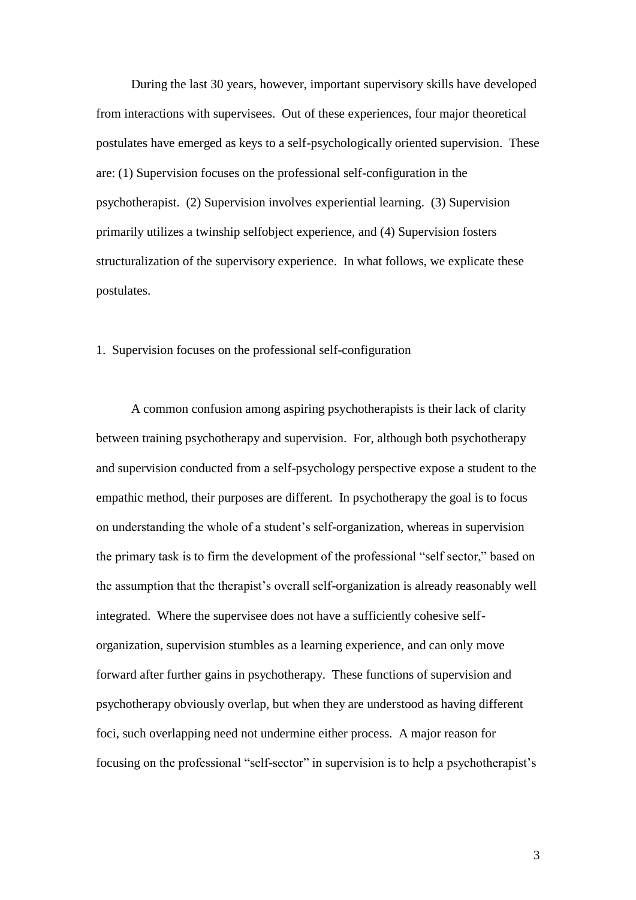During the last 30 years, however, important supervisory skills have developed from interactions with supervisees. Out of these experiences, four major theoretical postulates have emerged as keys to a self-psychologically oriented supervision. These are: (1) Supervision focuses on the professional self-configuration in the psychotherapist. (2) Supervision involves experiential learning. (3) Supervision primarily utilizes a twinship selfobject experience, and (4) Supervision fosters structuralization of the supervisory experience. In what follows, we explicate these postulates.

## 1. Supervision focuses on the professional self-configuration

A common confusion among aspiring psychotherapists is their lack of clarity between training psychotherapy and supervision. For, although both psychotherapy and supervision conducted from a self-psychology perspective expose a student to the empathic method, their purposes are different. In psychotherapy the goal is to focus on understanding the whole of a student's self-organization, whereas in supervision the primary task is to firm the development of the professional "self sector," based on the assumption that the therapist's overall self-organization is already reasonably well integrated. Where the supervisee does not have a sufficiently cohesive self-organization, supervision stumbles as a learning experience, and can only move forward after further gains in psychotherapy. These functions of supervision and psychotherapy obviously overlap, but when they are understood as having different foci, such overlapping need not undermine either process. A major reason for focusing on the professional "self-sector" in supervision is to help a psychotherapist's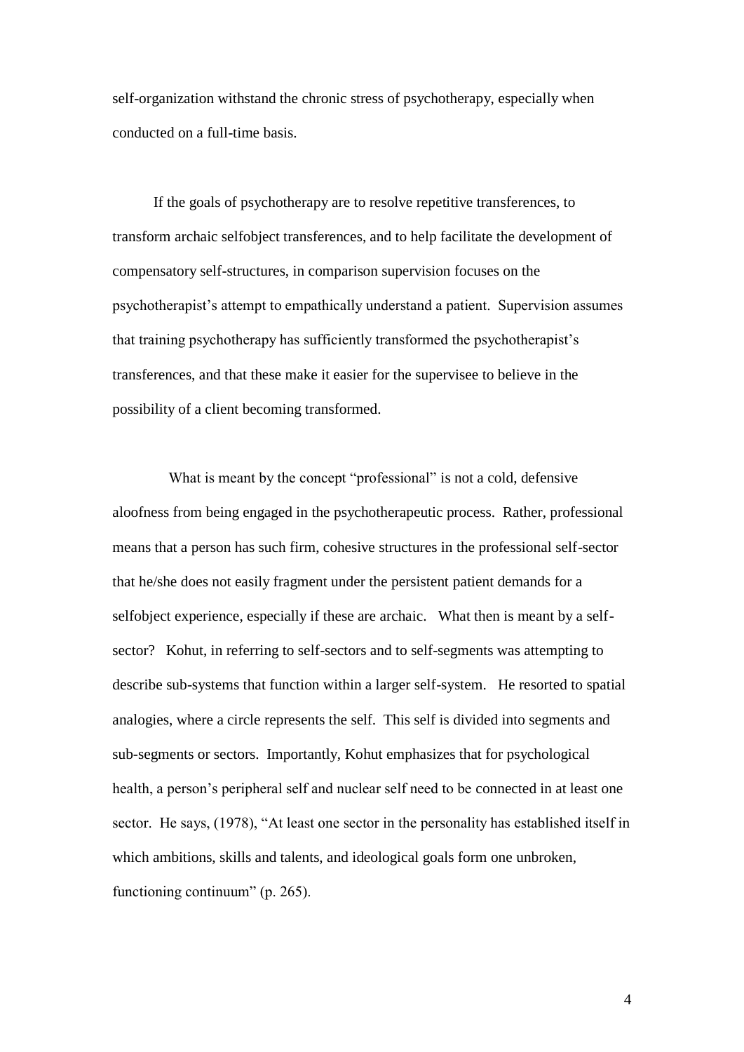self-organization withstand the chronic stress of psychotherapy, especially when conducted on a full-time basis.

If the goals of psychotherapy are to resolve repetitive transferences, to transform archaic selfobject transferences, and to help facilitate the development of compensatory self-structures, in comparison supervision focuses on the psychotherapist's attempt to empathically understand a patient. Supervision assumes that training psychotherapy has sufficiently transformed the psychotherapist's transferences, and that these make it easier for the supervisee to believe in the possibility of a client becoming transformed.

What is meant by the concept "professional" is not a cold, defensive aloofness from being engaged in the psychotherapeutic process. Rather, professional means that a person has such firm, cohesive structures in the professional self-sector that he/she does not easily fragment under the persistent patient demands for a selfobject experience, especially if these are archaic. What then is meant by a self-sector? Kohut, in referring to self-sectors and to self-segments was attempting to describe sub-systems that function within a larger self-system. He resorted to spatial analogies, where a circle represents the self. This self is divided into segments and sub-segments or sectors. Importantly, Kohut emphasizes that for psychological health, a person's peripheral self and nuclear self need to be connected in at least one sector. He says, (1978), "At least one sector in the personality has established itself in which ambitions, skills and talents, and ideological goals form one unbroken, functioning continuum" (p. 265).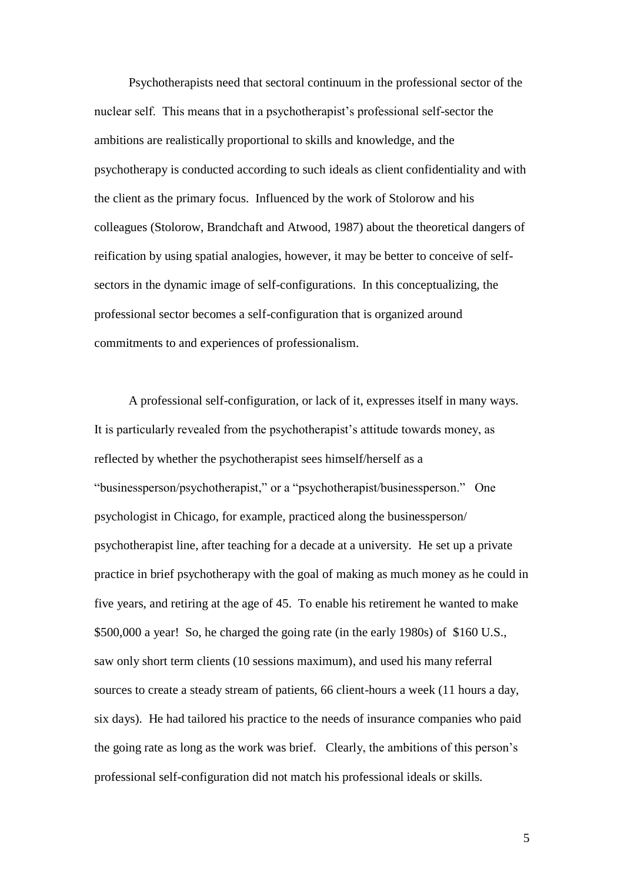Psychotherapists need that sectoral continuum in the professional sector of the nuclear self. This means that in a psychotherapist's professional self-sector the ambitions are realistically proportional to skills and knowledge, and the psychotherapy is conducted according to such ideals as client confidentiality and with the client as the primary focus. Influenced by the work of Stolorow and his colleagues (Stolorow, Brandchaft and Atwood, 1987) about the theoretical dangers of reification by using spatial analogies, however, it may be better to conceive of self-sectors in the dynamic image of self-configurations. In this conceptualizing, the professional sector becomes a self-configuration that is organized around commitments to and experiences of professionalism.

A professional self-configuration, or lack of it, expresses itself in many ways. It is particularly revealed from the psychotherapist's attitude towards money, as reflected by whether the psychotherapist sees himself/herself as a "businessperson/psychotherapist," or a "psychotherapist/businessperson." One psychologist in Chicago, for example, practiced along the businessperson/ psychotherapist line, after teaching for a decade at a university. He set up a private practice in brief psychotherapy with the goal of making as much money as he could in five years, and retiring at the age of 45. To enable his retirement he wanted to make $500,000 a year! So, he charged the going rate (in the early 1980s) of $160 U.S., saw only short term clients (10 sessions maximum), and used his many referral sources to create a steady stream of patients, 66 client-hours a week (11 hours a day, six days). He had tailored his practice to the needs of insurance companies who paid the going rate as long as the work was brief. Clearly, the ambitions of this person's professional self-configuration did not match his professional ideals or skills.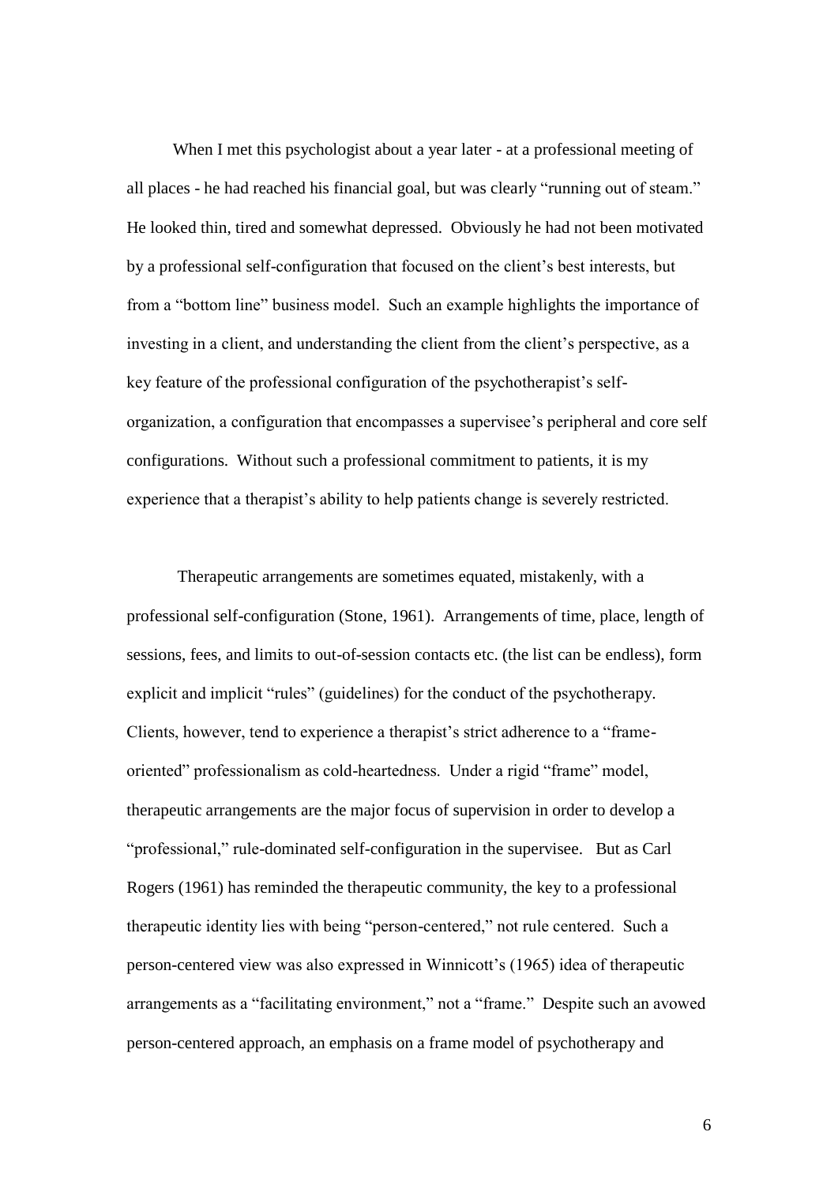When I met this psychologist about a year later - at a professional meeting of all places - he had reached his financial goal, but was clearly "running out of steam." He looked thin, tired and somewhat depressed. Obviously he had not been motivated by a professional self-configuration that focused on the client's best interests, but from a "bottom line" business model. Such an example highlights the importance of investing in a client, and understanding the client from the client's perspective, as a key feature of the professional configuration of the psychotherapist's self-organization, a configuration that encompasses a supervisee's peripheral and core self configurations. Without such a professional commitment to patients, it is my experience that a therapist's ability to help patients change is severely restricted.

Therapeutic arrangements are sometimes equated, mistakenly, with a professional self-configuration (Stone, 1961). Arrangements of time, place, length of sessions, fees, and limits to out-of-session contacts etc. (the list can be endless), form explicit and implicit "rules" (guidelines) for the conduct of the psychotherapy. Clients, however, tend to experience a therapist's strict adherence to a "frame-oriented" professionalism as cold-heartedness. Under a rigid "frame" model, therapeutic arrangements are the major focus of supervision in order to develop a "professional," rule-dominated self-configuration in the supervisee. But as Carl Rogers (1961) has reminded the therapeutic community, the key to a professional therapeutic identity lies with being "person-centered," not rule centered. Such a person-centered view was also expressed in Winnicott's (1965) idea of therapeutic arrangements as a "facilitating environment," not a "frame." Despite such an avowed person-centered approach, an emphasis on a frame model of psychotherapy and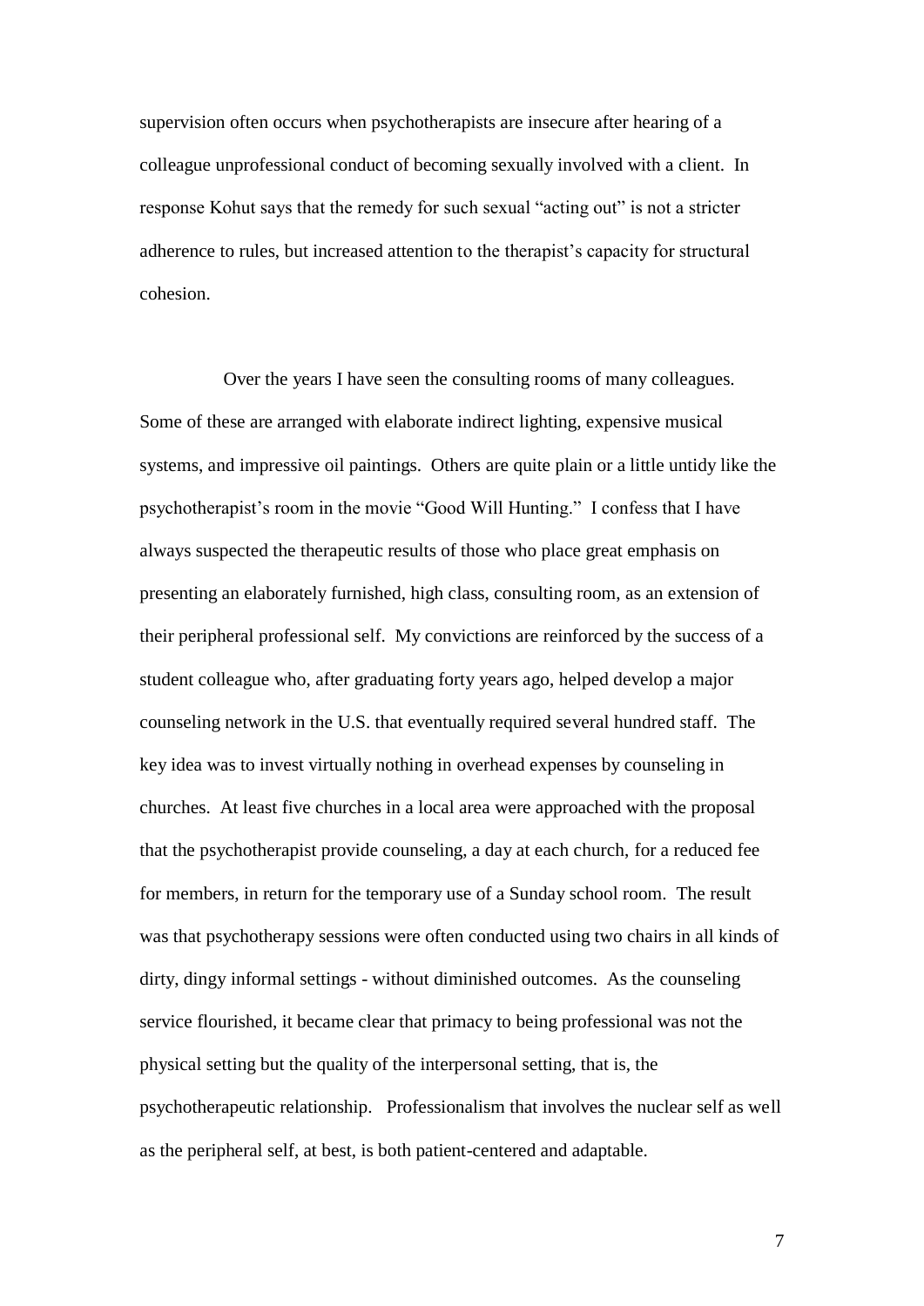supervision often occurs when psychotherapists are insecure after hearing of a colleague unprofessional conduct of becoming sexually involved with a client. In response Kohut says that the remedy for such sexual "acting out" is not a stricter adherence to rules, but increased attention to the therapist's capacity for structural cohesion.

Over the years I have seen the consulting rooms of many colleagues. Some of these are arranged with elaborate indirect lighting, expensive musical systems, and impressive oil paintings. Others are quite plain or a little untidy like the psychotherapist's room in the movie "Good Will Hunting." I confess that I have always suspected the therapeutic results of those who place great emphasis on presenting an elaborately furnished, high class, consulting room, as an extension of their peripheral professional self. My convictions are reinforced by the success of a student colleague who, after graduating forty years ago, helped develop a major counseling network in the U.S. that eventually required several hundred staff. The key idea was to invest virtually nothing in overhead expenses by counseling in churches. At least five churches in a local area were approached with the proposal that the psychotherapist provide counseling, a day at each church, for a reduced fee for members, in return for the temporary use of a Sunday school room. The result was that psychotherapy sessions were often conducted using two chairs in all kinds of dirty, dingy informal settings - without diminished outcomes. As the counseling service flourished, it became clear that primacy to being professional was not the physical setting but the quality of the interpersonal setting, that is, the psychotherapeutic relationship. Professionalism that involves the nuclear self as well as the peripheral self, at best, is both patient-centered and adaptable.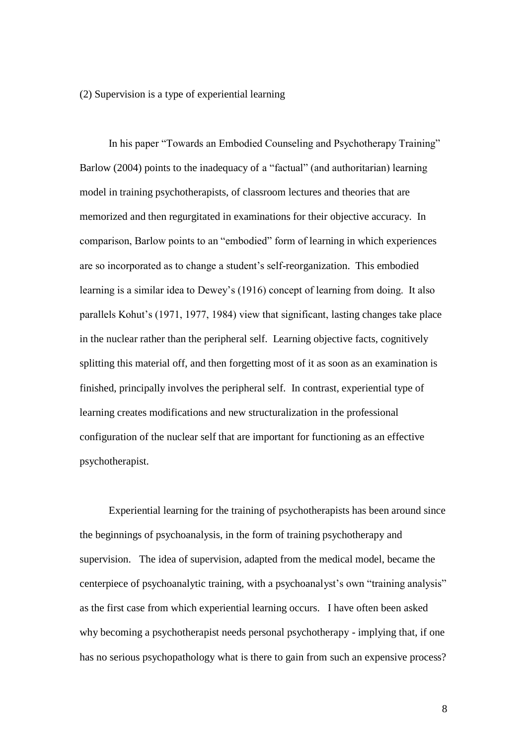(2) Supervision is a type of experiential learning

In his paper "Towards an Embodied Counseling and Psychotherapy Training" Barlow (2004) points to the inadequacy of a "factual" (and authoritarian) learning model in training psychotherapists, of classroom lectures and theories that are memorized and then regurgitated in examinations for their objective accuracy. In comparison, Barlow points to an "embodied" form of learning in which experiences are so incorporated as to change a student's self-reorganization. This embodied learning is a similar idea to Dewey's (1916) concept of learning from doing. It also parallels Kohut's (1971, 1977, 1984) view that significant, lasting changes take place in the nuclear rather than the peripheral self. Learning objective facts, cognitively splitting this material off, and then forgetting most of it as soon as an examination is finished, principally involves the peripheral self. In contrast, experiential type of learning creates modifications and new structuralization in the professional configuration of the nuclear self that are important for functioning as an effective psychotherapist.

Experiential learning for the training of psychotherapists has been around since the beginnings of psychoanalysis, in the form of training psychotherapy and supervision. The idea of supervision, adapted from the medical model, became the centerpiece of psychoanalytic training, with a psychoanalyst's own "training analysis" as the first case from which experiential learning occurs. I have often been asked why becoming a psychotherapist needs personal psychotherapy - implying that, if one has no serious psychopathology what is there to gain from such an expensive process?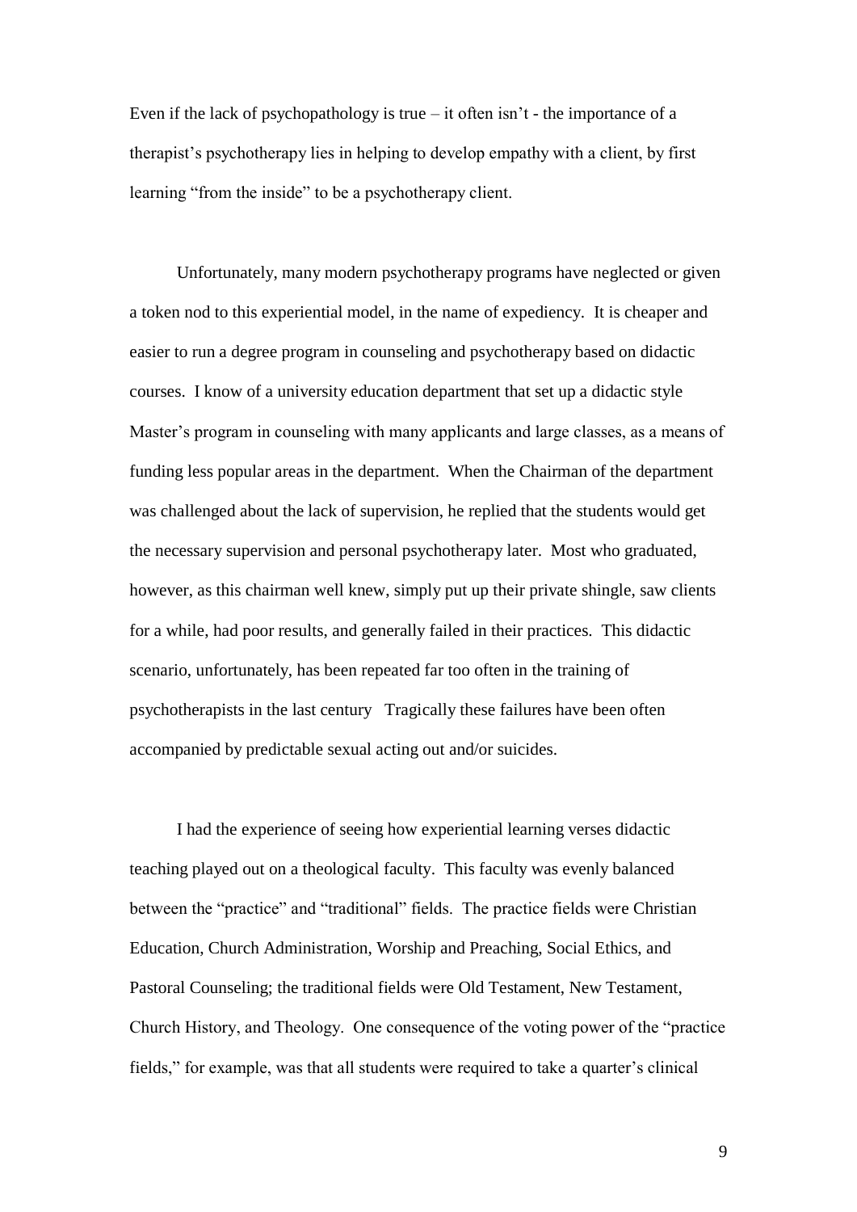Even if the lack of psychopathology is true – it often isn't - the importance of a therapist's psychotherapy lies in helping to develop empathy with a client, by first learning "from the inside" to be a psychotherapy client.

Unfortunately, many modern psychotherapy programs have neglected or given a token nod to this experiential model, in the name of expediency. It is cheaper and easier to run a degree program in counseling and psychotherapy based on didactic courses. I know of a university education department that set up a didactic style Master's program in counseling with many applicants and large classes, as a means of funding less popular areas in the department. When the Chairman of the department was challenged about the lack of supervision, he replied that the students would get the necessary supervision and personal psychotherapy later. Most who graduated, however, as this chairman well knew, simply put up their private shingle, saw clients for a while, had poor results, and generally failed in their practices. This didactic scenario, unfortunately, has been repeated far too often in the training of psychotherapists in the last century Tragically these failures have been often accompanied by predictable sexual acting out and/or suicides.

I had the experience of seeing how experiential learning verses didactic teaching played out on a theological faculty. This faculty was evenly balanced between the "practice" and "traditional" fields. The practice fields were Christian Education, Church Administration, Worship and Preaching, Social Ethics, and Pastoral Counseling; the traditional fields were Old Testament, New Testament, Church History, and Theology. One consequence of the voting power of the "practice fields," for example, was that all students were required to take a quarter's clinical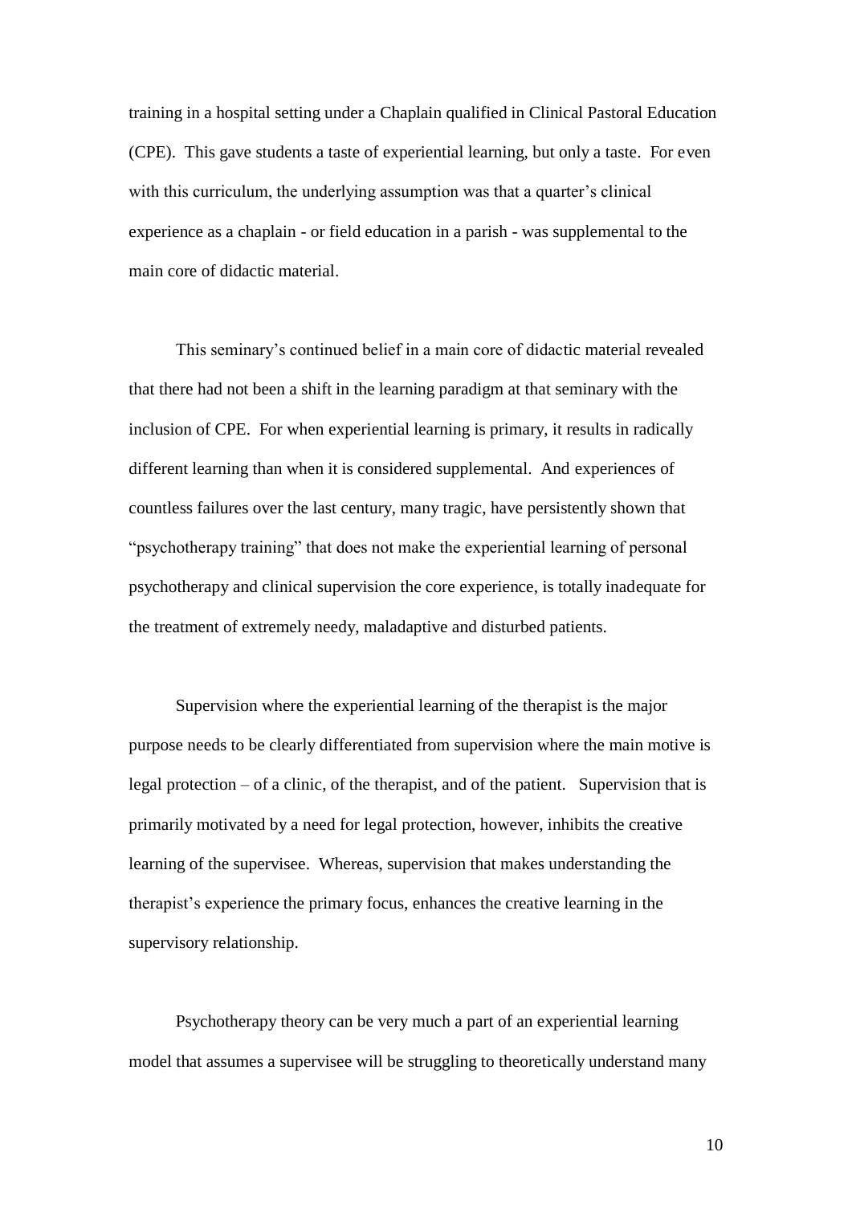training in a hospital setting under a Chaplain qualified in Clinical Pastoral Education (CPE). This gave students a taste of experiential learning, but only a taste. For even with this curriculum, the underlying assumption was that a quarter's clinical experience as a chaplain - or field education in a parish - was supplemental to the main core of didactic material.

This seminary's continued belief in a main core of didactic material revealed that there had not been a shift in the learning paradigm at that seminary with the inclusion of CPE. For when experiential learning is primary, it results in radically different learning than when it is considered supplemental. And experiences of countless failures over the last century, many tragic, have persistently shown that "psychotherapy training" that does not make the experiential learning of personal psychotherapy and clinical supervision the core experience, is totally inadequate for the treatment of extremely needy, maladaptive and disturbed patients.

Supervision where the experiential learning of the therapist is the major purpose needs to be clearly differentiated from supervision where the main motive is legal protection – of a clinic, of the therapist, and of the patient. Supervision that is primarily motivated by a need for legal protection, however, inhibits the creative learning of the supervisee. Whereas, supervision that makes understanding the therapist's experience the primary focus, enhances the creative learning in the supervisory relationship.

Psychotherapy theory can be very much a part of an experiential learning model that assumes a supervisee will be struggling to theoretically understand many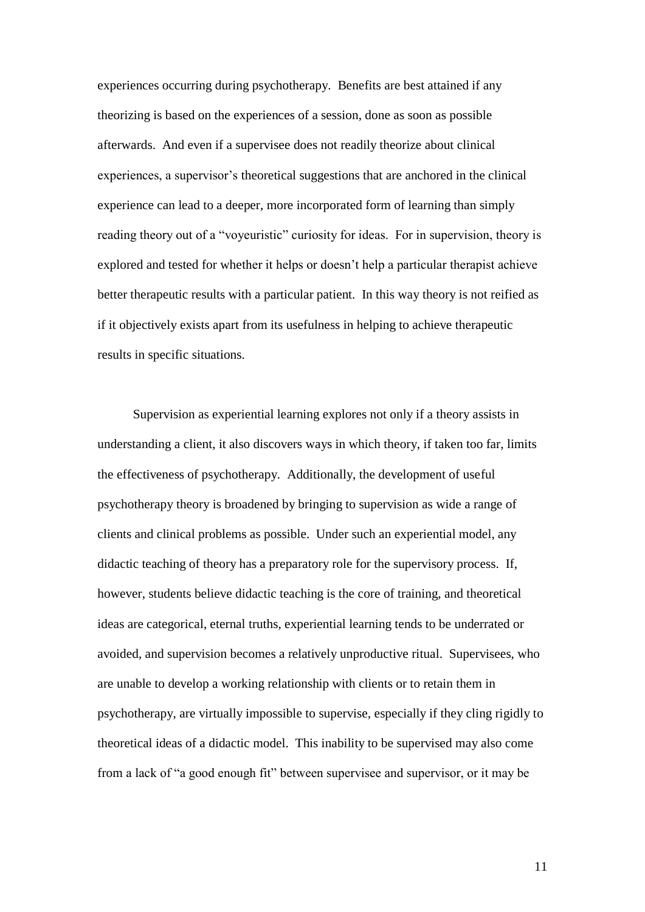experiences occurring during psychotherapy. Benefits are best attained if any theorizing is based on the experiences of a session, done as soon as possible afterwards. And even if a supervisee does not readily theorize about clinical experiences, a supervisor's theoretical suggestions that are anchored in the clinical experience can lead to a deeper, more incorporated form of learning than simply reading theory out of a "voyeuristic" curiosity for ideas. For in supervision, theory is explored and tested for whether it helps or doesn't help a particular therapist achieve better therapeutic results with a particular patient. In this way theory is not reified as if it objectively exists apart from its usefulness in helping to achieve therapeutic results in specific situations.

Supervision as experiential learning explores not only if a theory assists in understanding a client, it also discovers ways in which theory, if taken too far, limits the effectiveness of psychotherapy. Additionally, the development of useful psychotherapy theory is broadened by bringing to supervision as wide a range of clients and clinical problems as possible. Under such an experiential model, any didactic teaching of theory has a preparatory role for the supervisory process. If, however, students believe didactic teaching is the core of training, and theoretical ideas are categorical, eternal truths, experiential learning tends to be underrated or avoided, and supervision becomes a relatively unproductive ritual. Supervisees, who are unable to develop a working relationship with clients or to retain them in psychotherapy, are virtually impossible to supervise, especially if they cling rigidly to theoretical ideas of a didactic model. This inability to be supervised may also come from a lack of "a good enough fit" between supervisee and supervisor, or it may be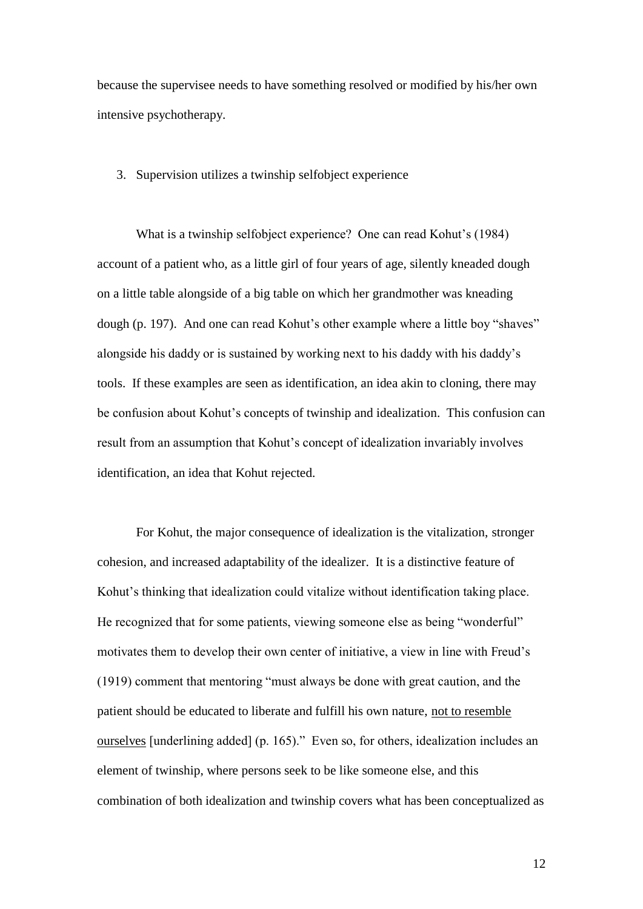because the supervisee needs to have something resolved or modified by his/her own intensive psychotherapy.

3. Supervision utilizes a twinship selfobject experience

What is a twinship selfobject experience? One can read Kohut's (1984) account of a patient who, as a little girl of four years of age, silently kneaded dough on a little table alongside of a big table on which her grandmother was kneading dough (p. 197). And one can read Kohut's other example where a little boy "shaves" alongside his daddy or is sustained by working next to his daddy with his daddy's tools. If these examples are seen as identification, an idea akin to cloning, there may be confusion about Kohut's concepts of twinship and idealization. This confusion can result from an assumption that Kohut's concept of idealization invariably involves identification, an idea that Kohut rejected.

For Kohut, the major consequence of idealization is the vitalization, stronger cohesion, and increased adaptability of the idealizer. It is a distinctive feature of Kohut's thinking that idealization could vitalize without identification taking place. He recognized that for some patients, viewing someone else as being "wonderful" motivates them to develop their own center of initiative, a view in line with Freud's (1919) comment that mentoring "must always be done with great caution, and the patient should be educated to liberate and fulfill his own nature, <u>not to resemble ourselves</u> [underlining added] (p. 165)." Even so, for others, idealization includes an element of twinship, where persons seek to be like someone else, and this combination of both idealization and twinship covers what has been conceptualized as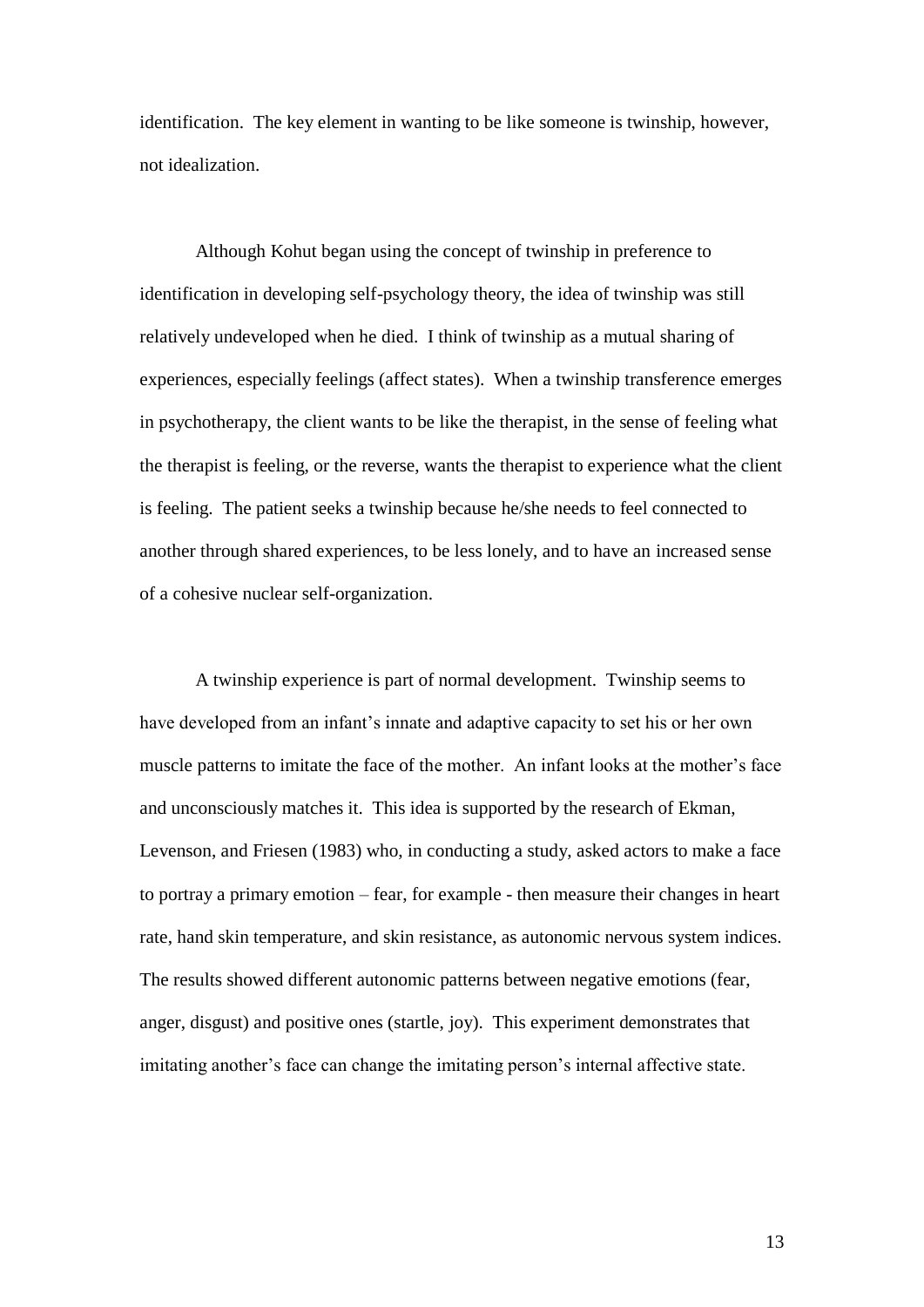identification. The key element in wanting to be like someone is twinship, however, not idealization.

Although Kohut began using the concept of twinship in preference to identification in developing self-psychology theory, the idea of twinship was still relatively undeveloped when he died. I think of twinship as a mutual sharing of experiences, especially feelings (affect states). When a twinship transference emerges in psychotherapy, the client wants to be like the therapist, in the sense of feeling what the therapist is feeling, or the reverse, wants the therapist to experience what the client is feeling. The patient seeks a twinship because he/she needs to feel connected to another through shared experiences, to be less lonely, and to have an increased sense of a cohesive nuclear self-organization.

A twinship experience is part of normal development. Twinship seems to have developed from an infant's innate and adaptive capacity to set his or her own muscle patterns to imitate the face of the mother. An infant looks at the mother's face and unconsciously matches it. This idea is supported by the research of Ekman, Levenson, and Friesen (1983) who, in conducting a study, asked actors to make a face to portray a primary emotion – fear, for example - then measure their changes in heart rate, hand skin temperature, and skin resistance, as autonomic nervous system indices. The results showed different autonomic patterns between negative emotions (fear, anger, disgust) and positive ones (startle, joy). This experiment demonstrates that imitating another's face can change the imitating person's internal affective state.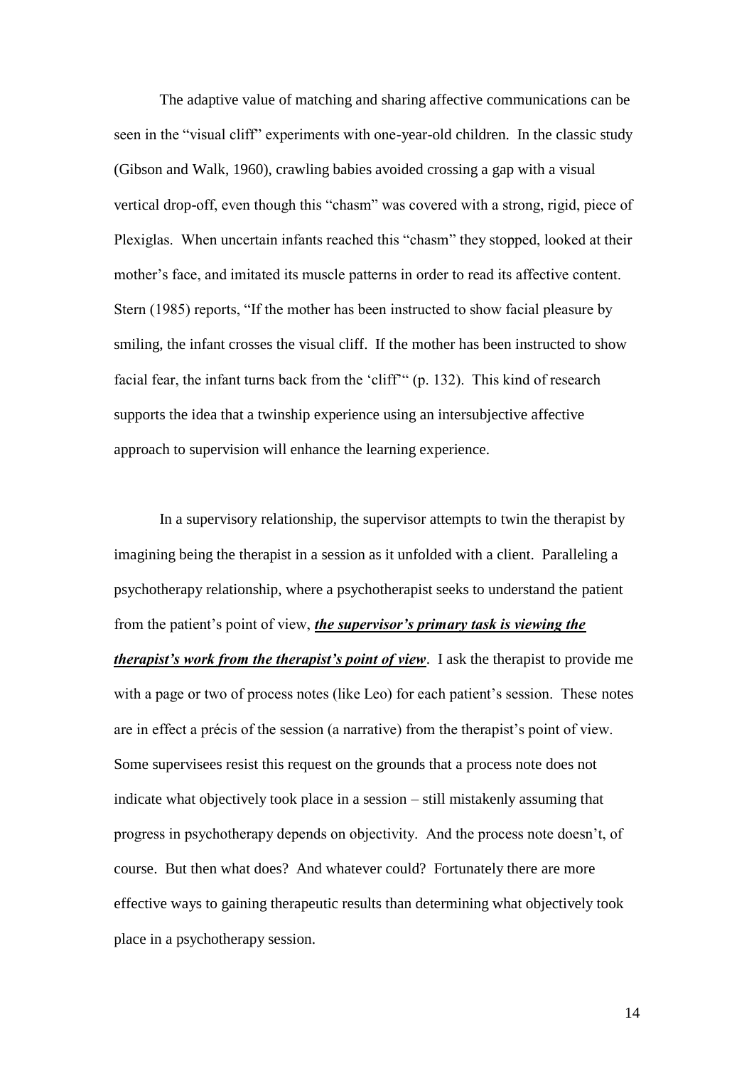The adaptive value of matching and sharing affective communications can be seen in the "visual cliff" experiments with one-year-old children. In the classic study (Gibson and Walk, 1960), crawling babies avoided crossing a gap with a visual vertical drop-off, even though this "chasm" was covered with a strong, rigid, piece of Plexiglas. When uncertain infants reached this "chasm" they stopped, looked at their mother's face, and imitated its muscle patterns in order to read its affective content. Stern (1985) reports, "If the mother has been instructed to show facial pleasure by smiling, the infant crosses the visual cliff. If the mother has been instructed to show facial fear, the infant turns back from the 'cliff'" (p. 132). This kind of research supports the idea that a twinship experience using an intersubjective affective approach to supervision will enhance the learning experience.

In a supervisory relationship, the supervisor attempts to twin the therapist by imagining being the therapist in a session as it unfolded with a client. Paralleling a psychotherapy relationship, where a psychotherapist seeks to understand the patient from the patient's point of view, <u>***the supervisor's primary task is viewing the therapist's work from the therapist's point of view***</u>. I ask the therapist to provide me with a page or two of process notes (like Leo) for each patient's session. These notes are in effect a précis of the session (a narrative) from the therapist's point of view. Some supervisees resist this request on the grounds that a process note does not indicate what objectively took place in a session – still mistakenly assuming that progress in psychotherapy depends on objectivity. And the process note doesn't, of course. But then what does? And whatever could? Fortunately there are more effective ways to gaining therapeutic results than determining what objectively took place in a psychotherapy session.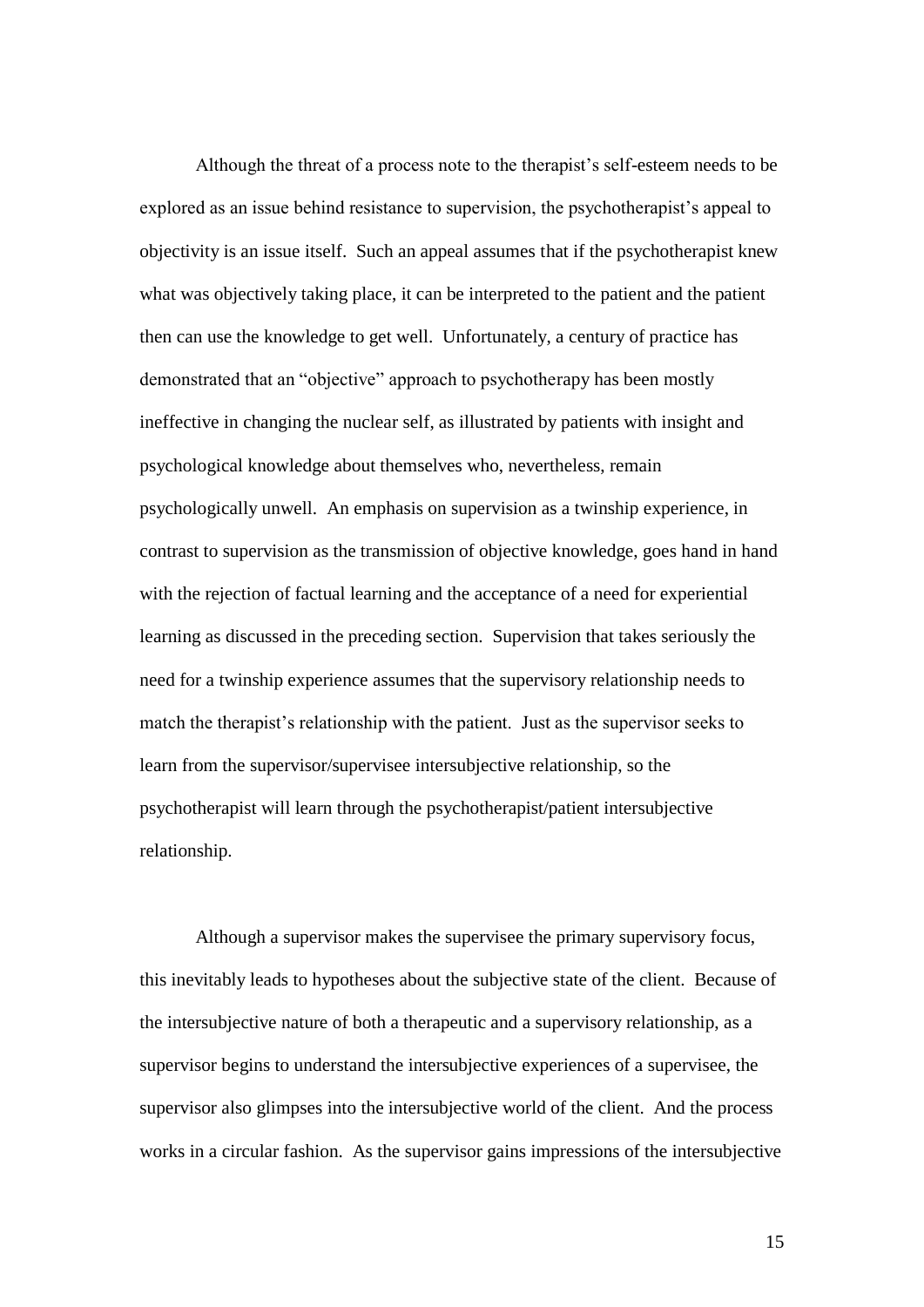Although the threat of a process note to the therapist's self-esteem needs to be explored as an issue behind resistance to supervision, the psychotherapist's appeal to objectivity is an issue itself. Such an appeal assumes that if the psychotherapist knew what was objectively taking place, it can be interpreted to the patient and the patient then can use the knowledge to get well. Unfortunately, a century of practice has demonstrated that an "objective" approach to psychotherapy has been mostly ineffective in changing the nuclear self, as illustrated by patients with insight and psychological knowledge about themselves who, nevertheless, remain psychologically unwell. An emphasis on supervision as a twinship experience, in contrast to supervision as the transmission of objective knowledge, goes hand in hand with the rejection of factual learning and the acceptance of a need for experiential learning as discussed in the preceding section. Supervision that takes seriously the need for a twinship experience assumes that the supervisory relationship needs to match the therapist's relationship with the patient. Just as the supervisor seeks to learn from the supervisor/supervisee intersubjective relationship, so the psychotherapist will learn through the psychotherapist/patient intersubjective relationship.

Although a supervisor makes the supervisee the primary supervisory focus, this inevitably leads to hypotheses about the subjective state of the client. Because of the intersubjective nature of both a therapeutic and a supervisory relationship, as a supervisor begins to understand the intersubjective experiences of a supervisee, the supervisor also glimpses into the intersubjective world of the client. And the process works in a circular fashion. As the supervisor gains impressions of the intersubjective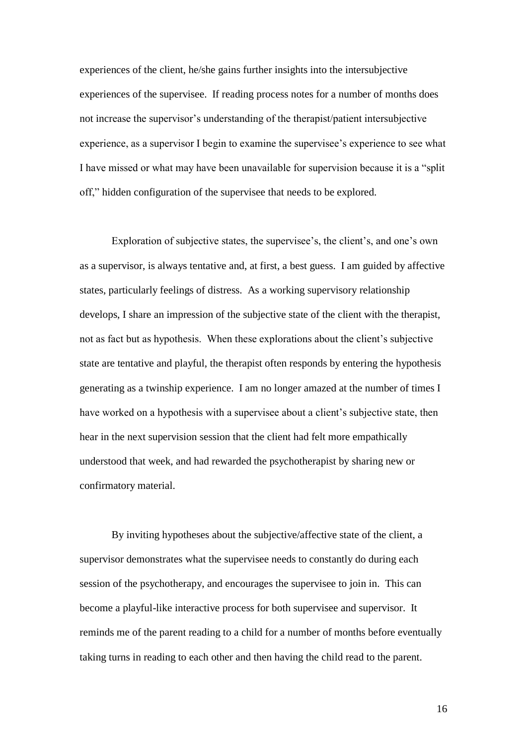experiences of the client, he/she gains further insights into the intersubjective experiences of the supervisee. If reading process notes for a number of months does not increase the supervisor's understanding of the therapist/patient intersubjective experience, as a supervisor I begin to examine the supervisee's experience to see what I have missed or what may have been unavailable for supervision because it is a "split off," hidden configuration of the supervisee that needs to be explored.

Exploration of subjective states, the supervisee's, the client's, and one's own as a supervisor, is always tentative and, at first, a best guess. I am guided by affective states, particularly feelings of distress. As a working supervisory relationship develops, I share an impression of the subjective state of the client with the therapist, not as fact but as hypothesis. When these explorations about the client's subjective state are tentative and playful, the therapist often responds by entering the hypothesis generating as a twinship experience. I am no longer amazed at the number of times I have worked on a hypothesis with a supervisee about a client's subjective state, then hear in the next supervision session that the client had felt more empathically understood that week, and had rewarded the psychotherapist by sharing new or confirmatory material.

By inviting hypotheses about the subjective/affective state of the client, a supervisor demonstrates what the supervisee needs to constantly do during each session of the psychotherapy, and encourages the supervisee to join in. This can become a playful-like interactive process for both supervisee and supervisor. It reminds me of the parent reading to a child for a number of months before eventually taking turns in reading to each other and then having the child read to the parent.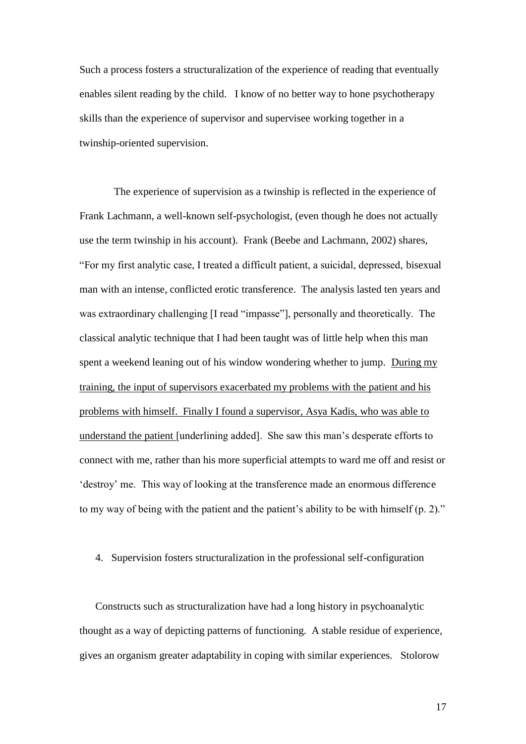Such a process fosters a structuralization of the experience of reading that eventually enables silent reading by the child. I know of no better way to hone psychotherapy skills than the experience of supervisor and supervisee working together in a twinship-oriented supervision.

The experience of supervision as a twinship is reflected in the experience of Frank Lachmann, a well-known self-psychologist, (even though he does not actually use the term twinship in his account). Frank (Beebe and Lachmann, 2002) shares, "For my first analytic case, I treated a difficult patient, a suicidal, depressed, bisexual man with an intense, conflicted erotic transference. The analysis lasted ten years and was extraordinary challenging [I read "impasse"], personally and theoretically. The classical analytic technique that I had been taught was of little help when this man spent a weekend leaning out of his window wondering whether to jump. <u>During my training, the input of supervisors exacerbated my problems with the patient and his problems with himself. Finally I found a supervisor, Asya Kadis, who was able to understand the patient</u> [underlining added]. She saw this man's desperate efforts to connect with me, rather than his more superficial attempts to ward me off and resist or 'destroy' me. This way of looking at the transference made an enormous difference to my way of being with the patient and the patient's ability to be with himself (p. 2)."

4. Supervision fosters structuralization in the professional self-configuration

Constructs such as structuralization have had a long history in psychoanalytic thought as a way of depicting patterns of functioning. A stable residue of experience, gives an organism greater adaptability in coping with similar experiences. Stolorow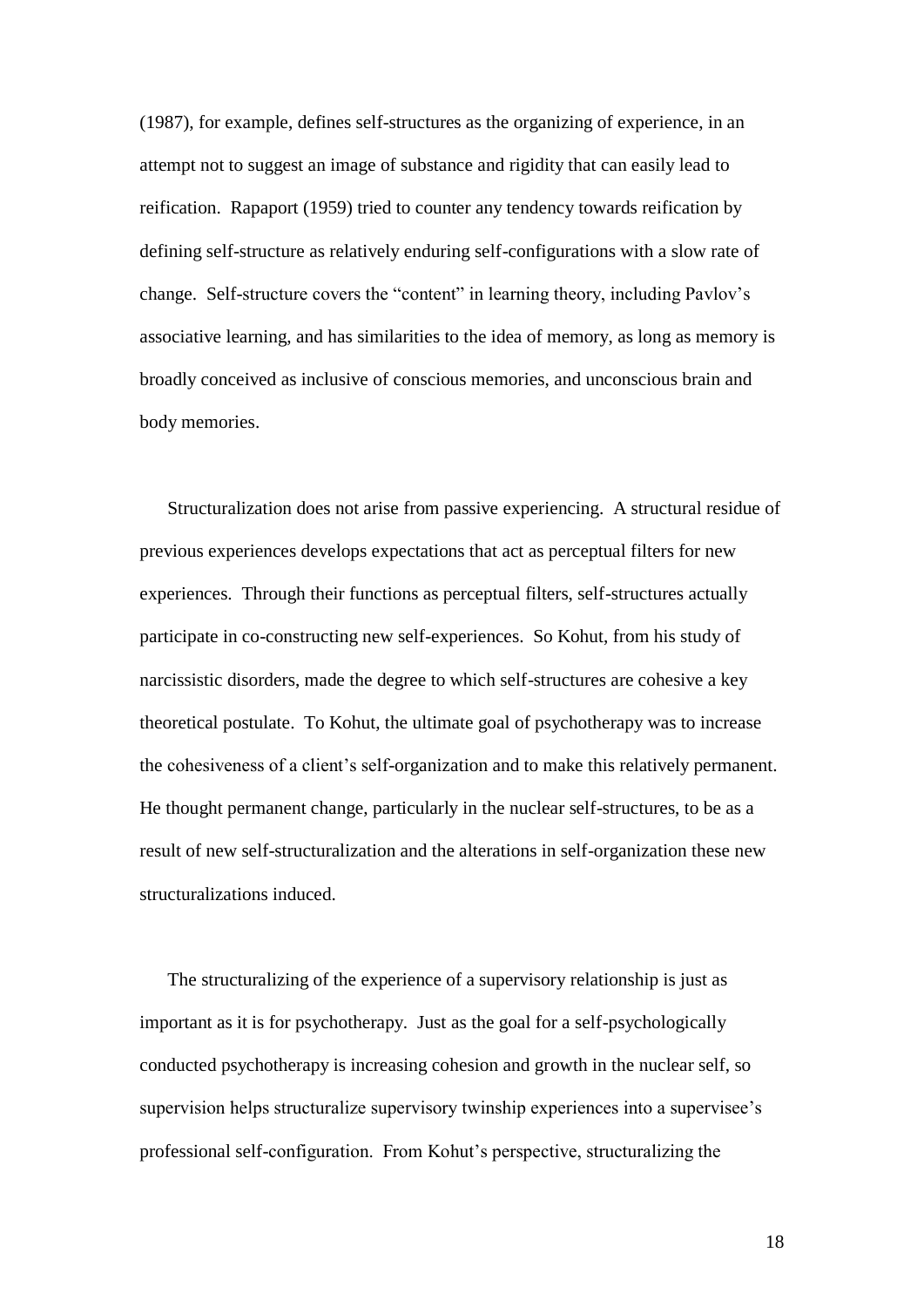(1987), for example, defines self-structures as the organizing of experience, in an attempt not to suggest an image of substance and rigidity that can easily lead to reification. Rapaport (1959) tried to counter any tendency towards reification by defining self-structure as relatively enduring self-configurations with a slow rate of change. Self-structure covers the "content" in learning theory, including Pavlov's associative learning, and has similarities to the idea of memory, as long as memory is broadly conceived as inclusive of conscious memories, and unconscious brain and body memories.

Structuralization does not arise from passive experiencing. A structural residue of previous experiences develops expectations that act as perceptual filters for new experiences. Through their functions as perceptual filters, self-structures actually participate in co-constructing new self-experiences. So Kohut, from his study of narcissistic disorders, made the degree to which self-structures are cohesive a key theoretical postulate. To Kohut, the ultimate goal of psychotherapy was to increase the cohesiveness of a client's self-organization and to make this relatively permanent. He thought permanent change, particularly in the nuclear self-structures, to be as a result of new self-structuralization and the alterations in self-organization these new structuralizations induced.

The structuralizing of the experience of a supervisory relationship is just as important as it is for psychotherapy. Just as the goal for a self-psychologically conducted psychotherapy is increasing cohesion and growth in the nuclear self, so supervision helps structuralize supervisory twinship experiences into a supervisee's professional self-configuration. From Kohut's perspective, structuralizing the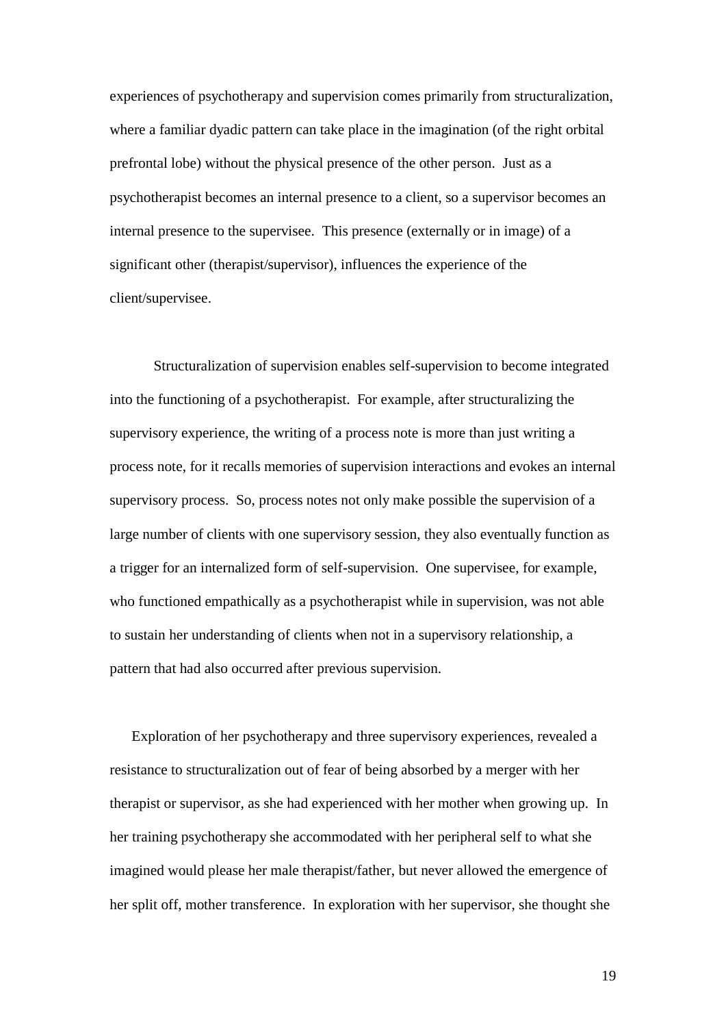experiences of psychotherapy and supervision comes primarily from structuralization, where a familiar dyadic pattern can take place in the imagination (of the right orbital prefrontal lobe) without the physical presence of the other person. Just as a psychotherapist becomes an internal presence to a client, so a supervisor becomes an internal presence to the supervisee. This presence (externally or in image) of a significant other (therapist/supervisor), influences the experience of the client/supervisee.

Structuralization of supervision enables self-supervision to become integrated into the functioning of a psychotherapist. For example, after structuralizing the supervisory experience, the writing of a process note is more than just writing a process note, for it recalls memories of supervision interactions and evokes an internal supervisory process. So, process notes not only make possible the supervision of a large number of clients with one supervisory session, they also eventually function as a trigger for an internalized form of self-supervision. One supervisee, for example, who functioned empathically as a psychotherapist while in supervision, was not able to sustain her understanding of clients when not in a supervisory relationship, a pattern that had also occurred after previous supervision.

Exploration of her psychotherapy and three supervisory experiences, revealed a resistance to structuralization out of fear of being absorbed by a merger with her therapist or supervisor, as she had experienced with her mother when growing up. In her training psychotherapy she accommodated with her peripheral self to what she imagined would please her male therapist/father, but never allowed the emergence of her split off, mother transference. In exploration with her supervisor, she thought she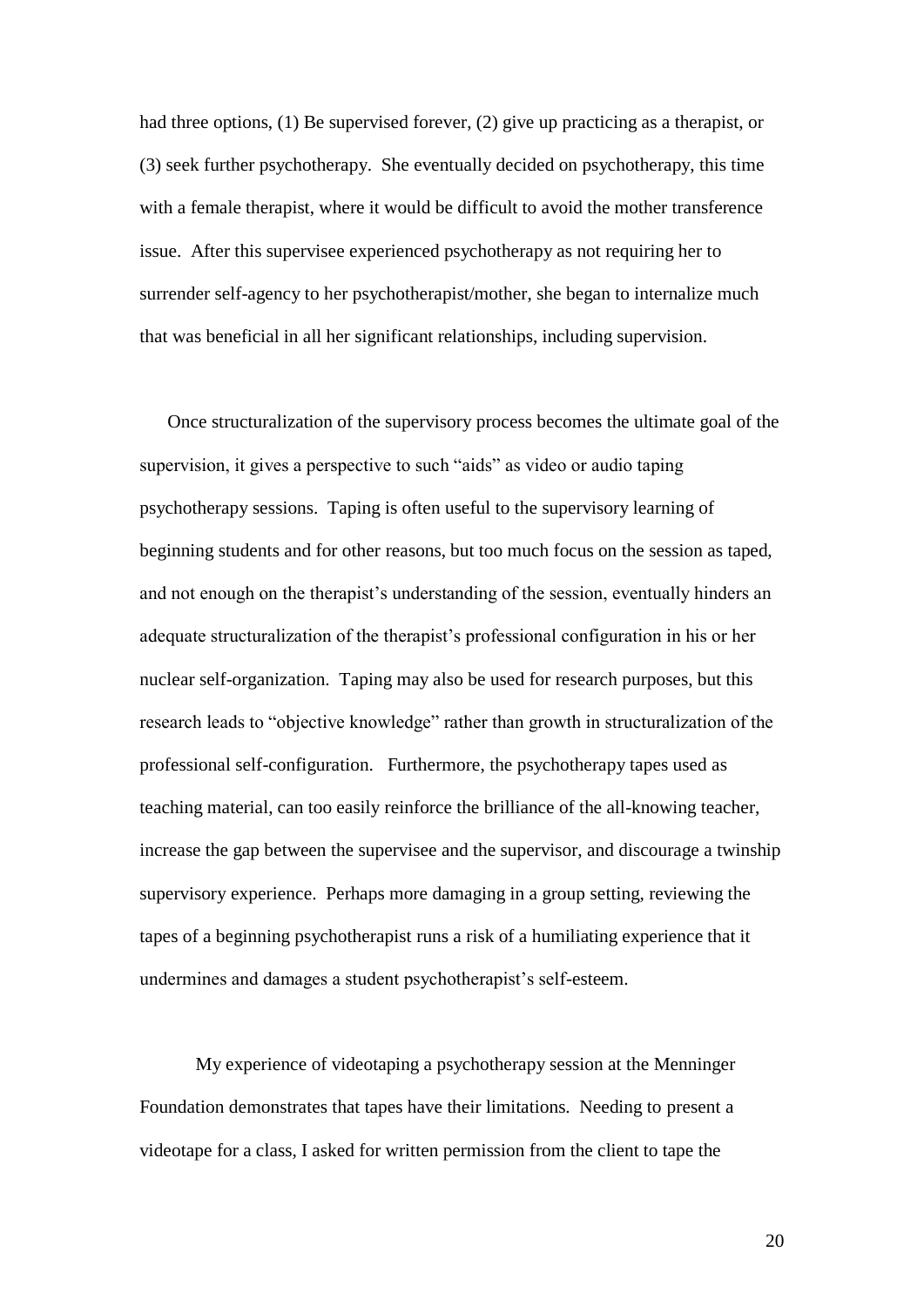had three options, (1) Be supervised forever, (2) give up practicing as a therapist, or (3) seek further psychotherapy. She eventually decided on psychotherapy, this time with a female therapist, where it would be difficult to avoid the mother transference issue. After this supervisee experienced psychotherapy as not requiring her to surrender self-agency to her psychotherapist/mother, she began to internalize much that was beneficial in all her significant relationships, including supervision.

Once structuralization of the supervisory process becomes the ultimate goal of the supervision, it gives a perspective to such "aids" as video or audio taping psychotherapy sessions. Taping is often useful to the supervisory learning of beginning students and for other reasons, but too much focus on the session as taped, and not enough on the therapist's understanding of the session, eventually hinders an adequate structuralization of the therapist's professional configuration in his or her nuclear self-organization. Taping may also be used for research purposes, but this research leads to "objective knowledge" rather than growth in structuralization of the professional self-configuration. Furthermore, the psychotherapy tapes used as teaching material, can too easily reinforce the brilliance of the all-knowing teacher, increase the gap between the supervisee and the supervisor, and discourage a twinship supervisory experience. Perhaps more damaging in a group setting, reviewing the tapes of a beginning psychotherapist runs a risk of a humiliating experience that it undermines and damages a student psychotherapist's self-esteem.

My experience of videotaping a psychotherapy session at the Menninger Foundation demonstrates that tapes have their limitations. Needing to present a videotape for a class, I asked for written permission from the client to tape the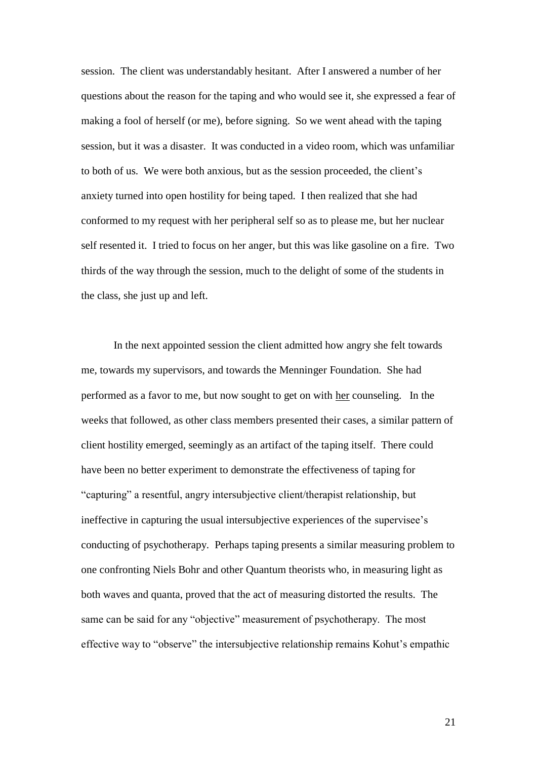session. The client was understandably hesitant. After I answered a number of her questions about the reason for the taping and who would see it, she expressed a fear of making a fool of herself (or me), before signing. So we went ahead with the taping session, but it was a disaster. It was conducted in a video room, which was unfamiliar to both of us. We were both anxious, but as the session proceeded, the client's anxiety turned into open hostility for being taped. I then realized that she had conformed to my request with her peripheral self so as to please me, but her nuclear self resented it. I tried to focus on her anger, but this was like gasoline on a fire. Two thirds of the way through the session, much to the delight of some of the students in the class, she just up and left.

In the next appointed session the client admitted how angry she felt towards me, towards my supervisors, and towards the Menninger Foundation. She had performed as a favor to me, but now sought to get on with <u>her</u> counseling. In the weeks that followed, as other class members presented their cases, a similar pattern of client hostility emerged, seemingly as an artifact of the taping itself. There could have been no better experiment to demonstrate the effectiveness of taping for "capturing" a resentful, angry intersubjective client/therapist relationship, but ineffective in capturing the usual intersubjective experiences of the supervisee's conducting of psychotherapy. Perhaps taping presents a similar measuring problem to one confronting Niels Bohr and other Quantum theorists who, in measuring light as both waves and quanta, proved that the act of measuring distorted the results. The same can be said for any "objective" measurement of psychotherapy. The most effective way to "observe" the intersubjective relationship remains Kohut's empathic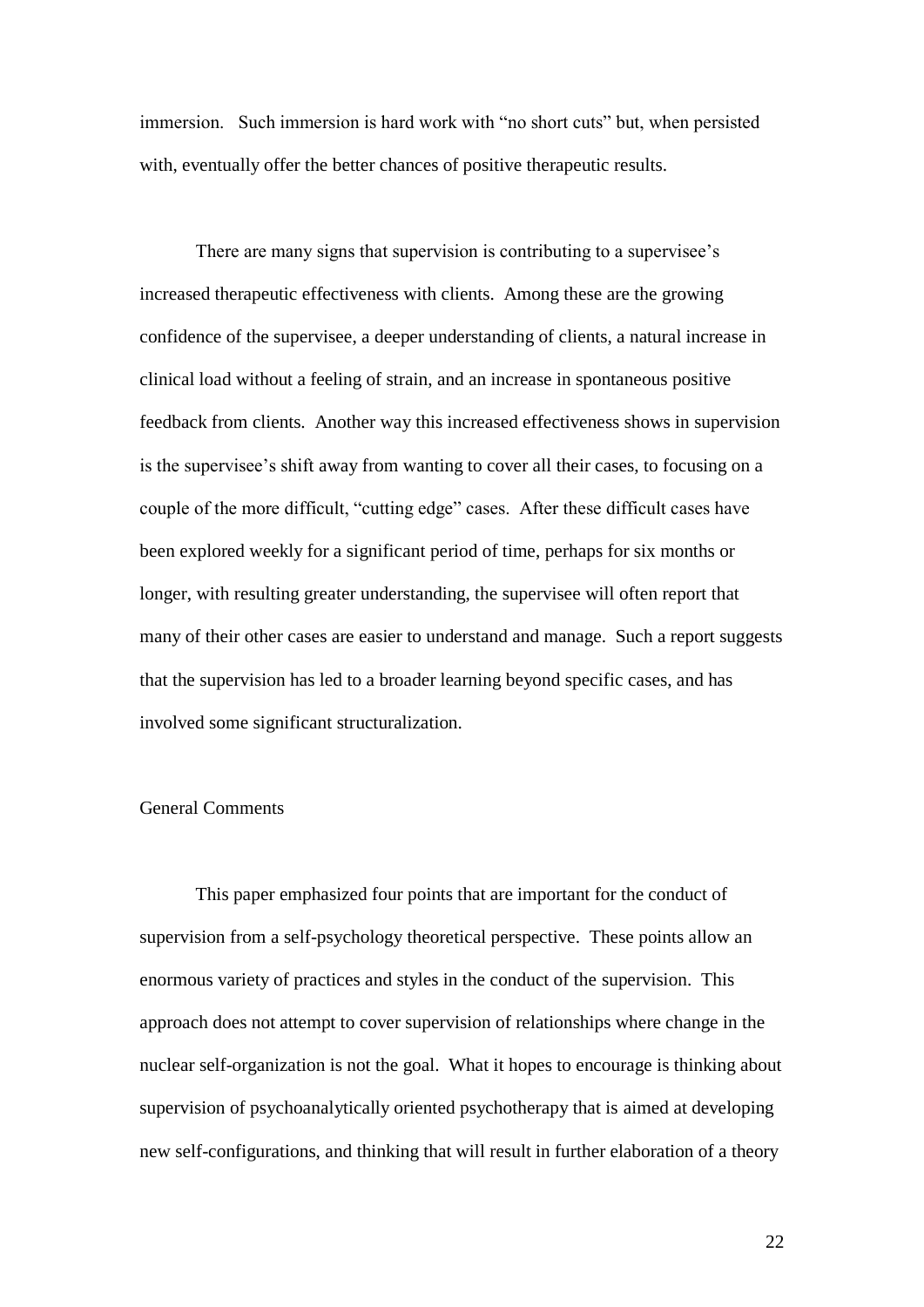immersion. Such immersion is hard work with "no short cuts" but, when persisted with, eventually offer the better chances of positive therapeutic results.

There are many signs that supervision is contributing to a supervisee's increased therapeutic effectiveness with clients. Among these are the growing confidence of the supervisee, a deeper understanding of clients, a natural increase in clinical load without a feeling of strain, and an increase in spontaneous positive feedback from clients. Another way this increased effectiveness shows in supervision is the supervisee's shift away from wanting to cover all their cases, to focusing on a couple of the more difficult, "cutting edge" cases. After these difficult cases have been explored weekly for a significant period of time, perhaps for six months or longer, with resulting greater understanding, the supervisee will often report that many of their other cases are easier to understand and manage. Such a report suggests that the supervision has led to a broader learning beyond specific cases, and has involved some significant structuralization.

## General Comments

This paper emphasized four points that are important for the conduct of supervision from a self-psychology theoretical perspective. These points allow an enormous variety of practices and styles in the conduct of the supervision. This approach does not attempt to cover supervision of relationships where change in the nuclear self-organization is not the goal. What it hopes to encourage is thinking about supervision of psychoanalytically oriented psychotherapy that is aimed at developing new self-configurations, and thinking that will result in further elaboration of a theory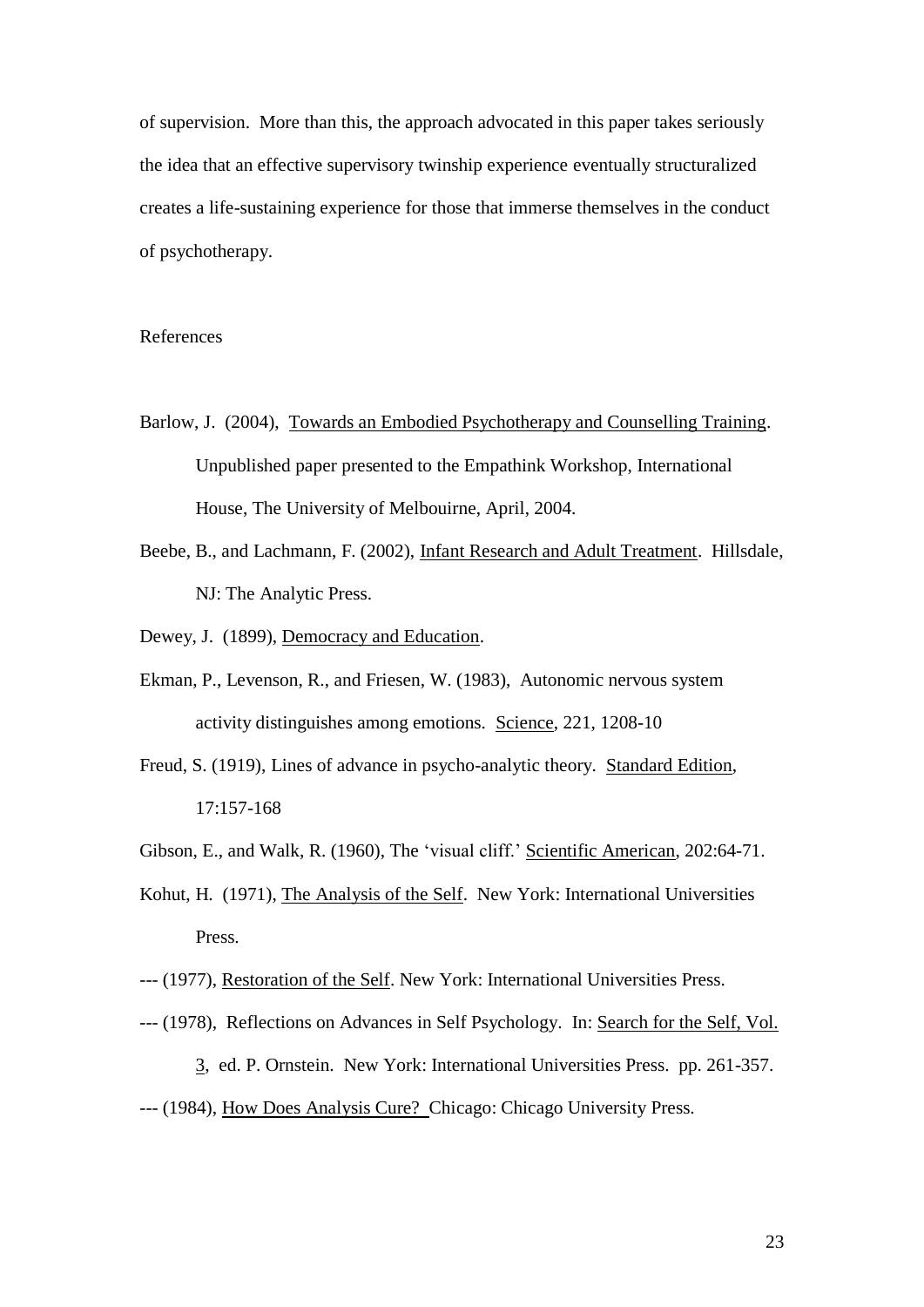of supervision. More than this, the approach advocated in this paper takes seriously the idea that an effective supervisory twinship experience eventually structuralized creates a life-sustaining experience for those that immerse themselves in the conduct of psychotherapy.

## References

Barlow, J. (2004), Towards an Embodied Psychotherapy and Counselling Training. Unpublished paper presented to the Empathink Workshop, International House, The University of Melbouirne, April, 2004.

Beebe, B., and Lachmann, F. (2002), Infant Research and Adult Treatment. Hillsdale, NJ: The Analytic Press.

Dewey, J. (1899), Democracy and Education.

Ekman, P., Levenson, R., and Friesen, W. (1983), Autonomic nervous system activity distinguishes among emotions. Science, 221, 1208-10

Freud, S. (1919), Lines of advance in psycho-analytic theory. Standard Edition, 17:157-168

Gibson, E., and Walk, R. (1960), The 'visual cliff.' Scientific American, 202:64-71.

Kohut, H. (1971), The Analysis of the Self. New York: International Universities Press.

--- (1977), Restoration of the Self. New York: International Universities Press.

--- (1978), Reflections on Advances in Self Psychology. In: Search for the Self, Vol. 3, ed. P. Ornstein. New York: International Universities Press. pp. 261-357.

--- (1984), How Does Analysis Cure? Chicago: Chicago University Press.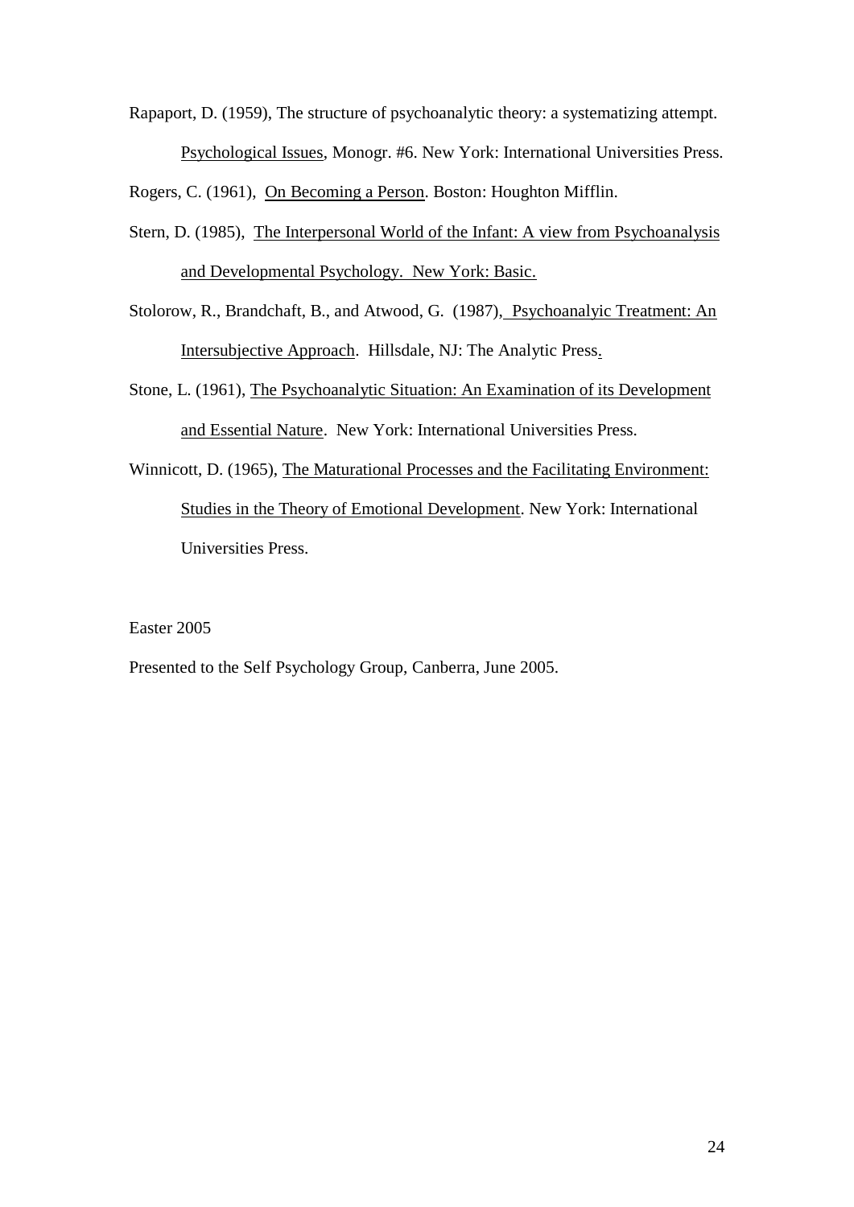Rapaport, D. (1959), The structure of psychoanalytic theory: a systematizing attempt. Psychological Issues, Monogr. #6. New York: International Universities Press.

Rogers, C. (1961), On Becoming a Person. Boston: Houghton Mifflin.

Stern, D. (1985), The Interpersonal World of the Infant: A view from Psychoanalysis and Developmental Psychology. New York: Basic.

Stolorow, R., Brandchaft, B., and Atwood, G. (1987), Psychoanalyic Treatment: An Intersubjective Approach. Hillsdale, NJ: The Analytic Press.

Stone, L. (1961), The Psychoanalytic Situation: An Examination of its Development and Essential Nature. New York: International Universities Press.

Winnicott, D. (1965), The Maturational Processes and the Facilitating Environment: Studies in the Theory of Emotional Development. New York: International Universities Press.

Easter 2005

Presented to the Self Psychology Group, Canberra, June 2005.